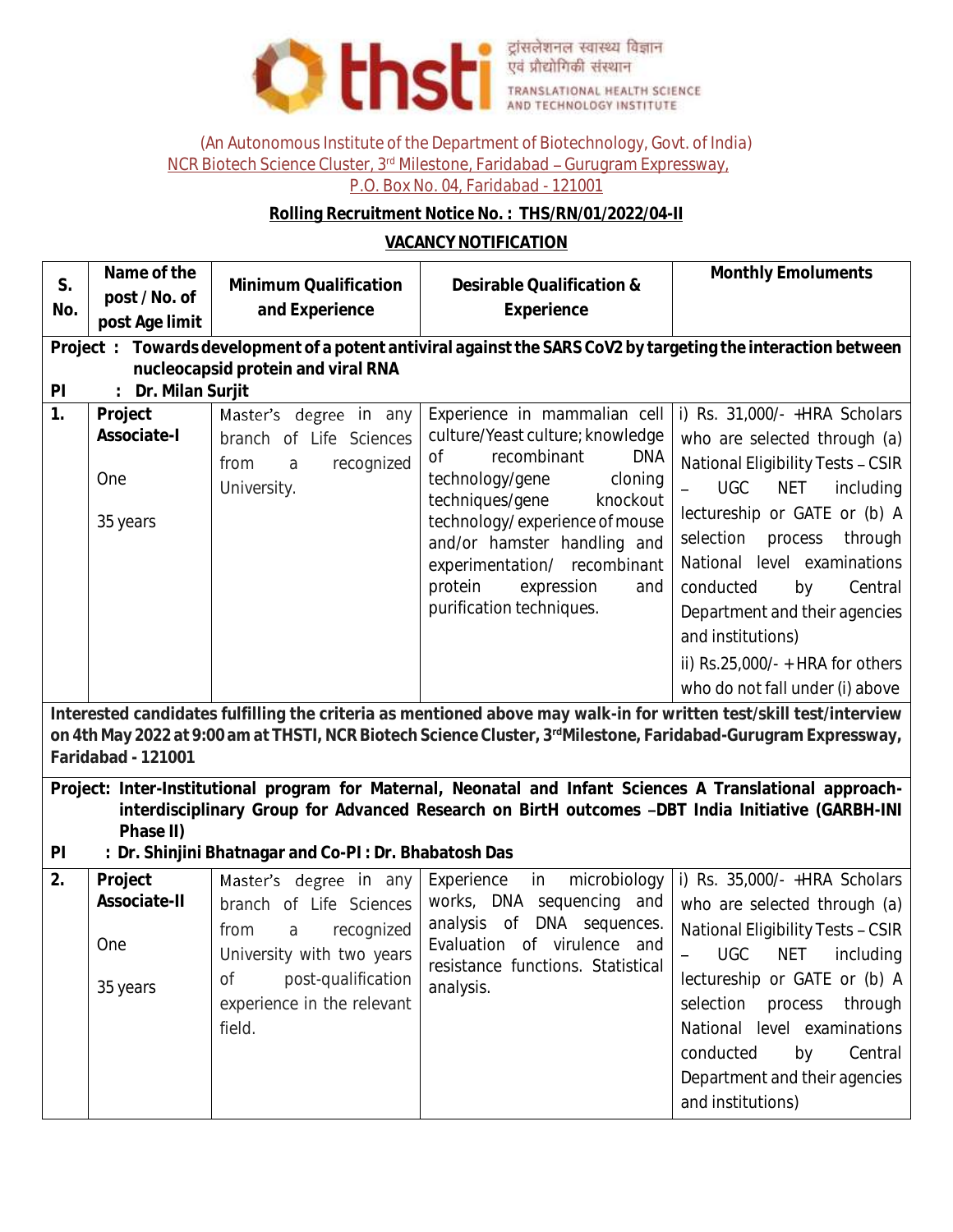thsti

ट्रांसलेशनल स्वास्थ्य विज्ञान एवं प्रौद्योगिकी संस्थान

TRANSLATIONAL HEALTH SCIENCE AND TECHNOLOGY INSTITUTE

(An Autonomous Institute of the Department of Biotechnology, Govt. of India)
NCR Biotech Science Cluster, 3rd Milestone, Faridabad – Gurugram Expressway,
P.O. Box No. 04, Faridabad - 121001

**Rolling Recruitment Notice No. : THS/RN/01/2022/04-II**

**VACANCY NOTIFICATION**

| S. No. | Name of the post / No. of post Age limit | Minimum Qualification and Experience | Desirable Qualification & Experience | Monthly Emoluments |
|---|---|---|---|---|
| **Project : Towards development of a potent antiviral against the SARS CoV2 by targeting the interaction between nucleocapsid protein and viral RNA** | | | | |
| **PI : Dr. Milan Surjit** | | | | |
| **1.** | **Project Associate-I**<br>One<br>35 years | Master's degree in any branch of Life Sciences from a recognized University. | Experience in mammalian cell culture/Yeast culture; knowledge of recombinant DNA technology/gene cloning techniques/gene knockout technology/ experience of mouse and/or hamster handling and experimentation/ recombinant protein expression and purification techniques. | i) Rs. 31,000/- +HRA Scholars who are selected through (a) National Eligibility Tests – CSIR – UGC NET including lectureship or GATE or (b) A selection process through National level examinations conducted by Central Department and their agencies and institutions)<br>ii) Rs.25,000/- + HRA for others who do not fall under (i) above |
| **Interested candidates fulfilling the criteria as mentioned above may walk-in for written test/skill test/interview on 4th May 2022 at 9:00 am at THSTI, NCR Biotech Science Cluster, 3rd Milestone, Faridabad-Gurugram Expressway, Faridabad - 121001** | | | | |
| **Project: Inter-Institutional program for Maternal, Neonatal and Infant Sciences A Translational approach-interdisciplinary Group for Advanced Research on BirtH outcomes –DBT India Initiative (GARBH-INI Phase II)** | | | | |
| **PI : Dr. Shinjini Bhatnagar and Co-PI : Dr. Bhabatosh Das** | | | | |
| **2.** | **Project Associate-II**<br>One<br>35 years | Master's degree in any branch of Life Sciences from a recognized University with two years of post-qualification experience in the relevant field. | Experience in microbiology works, DNA sequencing and analysis of DNA sequences. Evaluation of virulence and resistance functions. Statistical analysis. | i) Rs. 35,000/- +HRA Scholars who are selected through (a) National Eligibility Tests – CSIR – UGC NET including lectureship or GATE or (b) A selection process through National level examinations conducted by Central Department and their agencies and institutions) |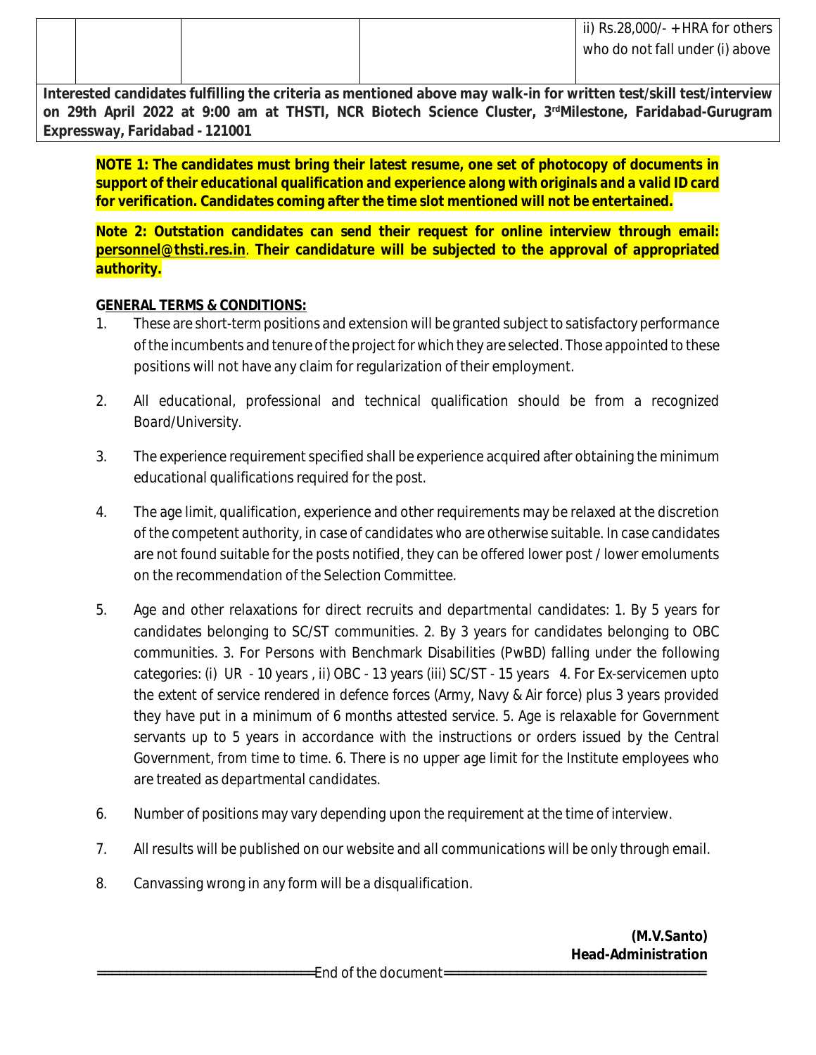| | | | | |
|---|---|---|---|---|
| | | | | ii) Rs.28,000/- + HRA for others who do not fall under (i) above |

**Interested candidates fulfilling the criteria as mentioned above may walk-in for written test/skill test/interview on 29th April 2022 at 9:00 am at THSTI, NCR Biotech Science Cluster, 3rd Milestone, Faridabad-Gurugram Expressway, Faridabad - 121001**

**NOTE 1: The candidates must bring their latest resume, one set of photocopy of documents in support of their educational qualification and experience along with originals and a valid ID card for verification. Candidates coming after the time slot mentioned will not be entertained.**

**Note 2: Outstation candidates can send their request for online interview through email: personnel@thsti.res.in. Their candidature will be subjected to the approval of appropriated authority.**

**GENERAL TERMS & CONDITIONS:**

1. These are short-term positions and extension will be granted subject to satisfactory performance of the incumbents and tenure of the project for which they are selected. Those appointed to these positions will not have any claim for regularization of their employment.

2. All educational, professional and technical qualification should be from a recognized Board/University.

3. The experience requirement specified shall be experience acquired after obtaining the minimum educational qualifications required for the post.

4. The age limit, qualification, experience and other requirements may be relaxed at the discretion of the competent authority, in case of candidates who are otherwise suitable. In case candidates are not found suitable for the posts notified, they can be offered lower post / lower emoluments on the recommendation of the Selection Committee.

5. Age and other relaxations for direct recruits and departmental candidates: 1. By 5 years for candidates belonging to SC/ST communities. 2. By 3 years for candidates belonging to OBC communities. 3. For Persons with Benchmark Disabilities (PwBD) falling under the following categories: (i) UR - 10 years , ii) OBC - 13 years (iii) SC/ST - 15 years 4. For Ex-servicemen upto the extent of service rendered in defence forces (Army, Navy & Air force) plus 3 years provided they have put in a minimum of 6 months attested service. 5. Age is relaxable for Government servants up to 5 years in accordance with the instructions or orders issued by the Central Government, from time to time. 6. There is no upper age limit for the Institute employees who are treated as departmental candidates.

6. Number of positions may vary depending upon the requirement at the time of interview.

7. All results will be published on our website and all communications will be only through email.

8. Canvassing wrong in any form will be a disqualification.

**(M.V.Santo)**
**Head-Administration**

=====End of the document=====